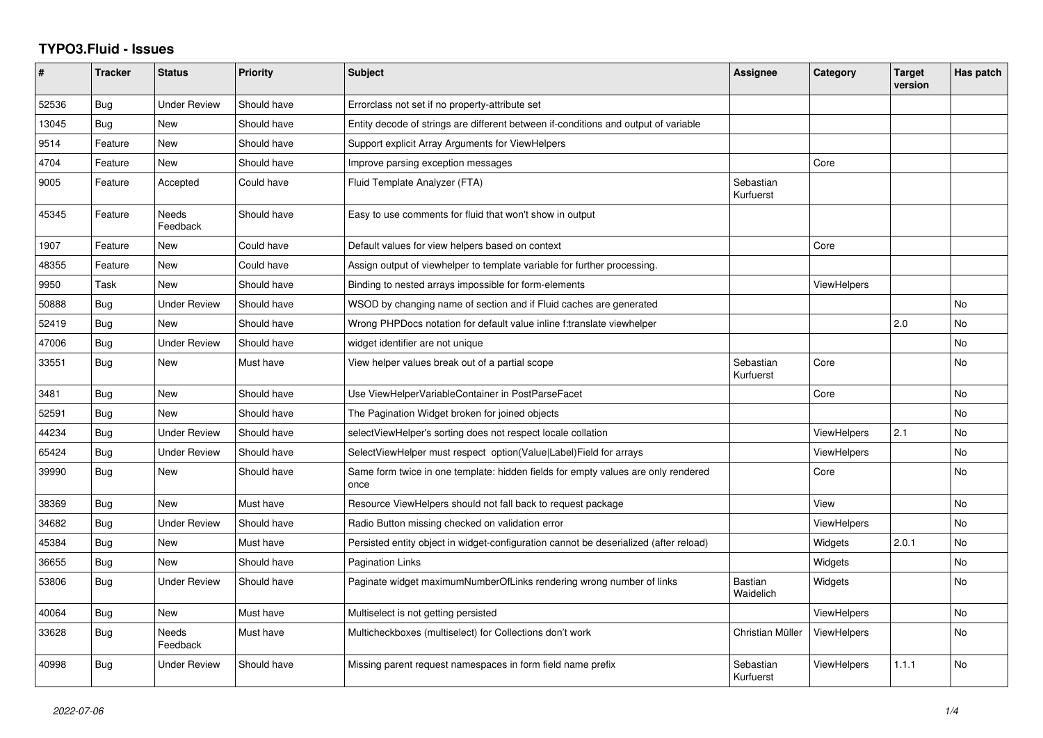# TYPO3.Fluid - Issues

| # | Tracker | Status | Priority | Subject | Assignee | Category | Target version | Has patch |
|---|---|---|---|---|---|---|---|---|
| 52536 | Bug | Under Review | Should have | Errorclass not set if no property-attribute set | | | | |
| 13045 | Bug | New | Should have | Entity decode of strings are different between if-conditions and output of variable | | | | |
| 9514 | Feature | New | Should have | Support explicit Array Arguments for ViewHelpers | | | | |
| 4704 | Feature | New | Should have | Improve parsing exception messages | | Core | | |
| 9005 | Feature | Accepted | Could have | Fluid Template Analyzer (FTA) | Sebastian Kurfuerst | | | |
| 45345 | Feature | Needs Feedback | Should have | Easy to use comments for fluid that won't show in output | | | | |
| 1907 | Feature | New | Could have | Default values for view helpers based on context | | Core | | |
| 48355 | Feature | New | Could have | Assign output of viewhelper to template variable for further processing. | | | | |
| 9950 | Task | New | Should have | Binding to nested arrays impossible for form-elements | | ViewHelpers | | |
| 50888 | Bug | Under Review | Should have | WSOD by changing name of section and if Fluid caches are generated | | | | No |
| 52419 | Bug | New | Should have | Wrong PHPDocs notation for default value inline f:translate viewhelper | | | 2.0 | No |
| 47006 | Bug | Under Review | Should have | widget identifier are not unique | | | | No |
| 33551 | Bug | New | Must have | View helper values break out of a partial scope | Sebastian Kurfuerst | Core | | No |
| 3481 | Bug | New | Should have | Use ViewHelperVariableContainer in PostParseFacet | | Core | | No |
| 52591 | Bug | New | Should have | The Pagination Widget broken for joined objects | | | | No |
| 44234 | Bug | Under Review | Should have | selectViewHelper's sorting does not respect locale collation | | ViewHelpers | 2.1 | No |
| 65424 | Bug | Under Review | Should have | SelectViewHelper must respect option(Value\|Label)Field for arrays | | ViewHelpers | | No |
| 39990 | Bug | New | Should have | Same form twice in one template: hidden fields for empty values are only rendered once | | Core | | No |
| 38369 | Bug | New | Must have | Resource ViewHelpers should not fall back to request package | | View | | No |
| 34682 | Bug | Under Review | Should have | Radio Button missing checked on validation error | | ViewHelpers | | No |
| 45384 | Bug | New | Must have | Persisted entity object in widget-configuration cannot be deserialized (after reload) | | Widgets | 2.0.1 | No |
| 36655 | Bug | New | Should have | Pagination Links | | Widgets | | No |
| 53806 | Bug | Under Review | Should have | Paginate widget maximumNumberOfLinks rendering wrong number of links | Bastian Waidelich | Widgets | | No |
| 40064 | Bug | New | Must have | Multiselect is not getting persisted | | ViewHelpers | | No |
| 33628 | Bug | Needs Feedback | Must have | Multicheckboxes (multiselect) for Collections don't work | Christian Müller | ViewHelpers | | No |
| 40998 | Bug | Under Review | Should have | Missing parent request namespaces in form field name prefix | Sebastian Kurfuerst | ViewHelpers | 1.1.1 | No |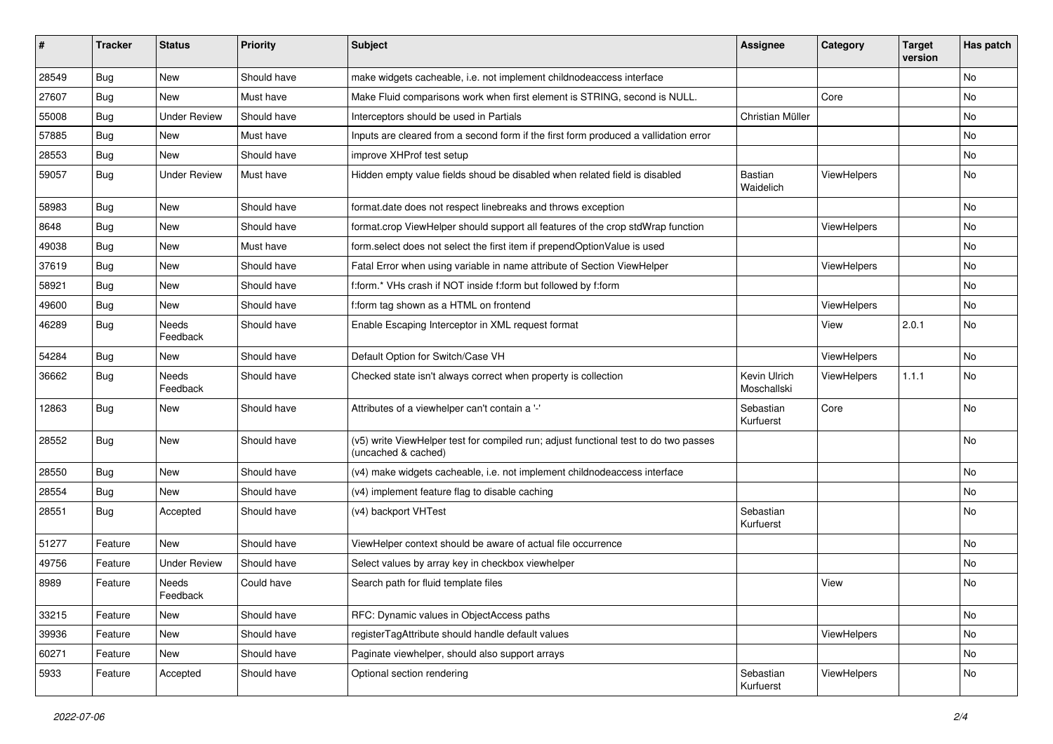| # | Tracker | Status | Priority | Subject | Assignee | Category | Target version | Has patch |
|---|---|---|---|---|---|---|---|---|
| 28549 | Bug | New | Should have | make widgets cacheable, i.e. not implement childnodeaccess interface | | | | No |
| 27607 | Bug | New | Must have | Make Fluid comparisons work when first element is STRING, second is NULL. | | Core | | No |
| 55008 | Bug | Under Review | Should have | Interceptors should be used in Partials | Christian Müller | | | No |
| 57885 | Bug | New | Must have | Inputs are cleared from a second form if the first form produced a vallidation error | | | | No |
| 28553 | Bug | New | Should have | improve XHProf test setup | | | | No |
| 59057 | Bug | Under Review | Must have | Hidden empty value fields shoud be disabled when related field is disabled | Bastian Waidelich | ViewHelpers | | No |
| 58983 | Bug | New | Should have | format.date does not respect linebreaks and throws exception | | | | No |
| 8648 | Bug | New | Should have | format.crop ViewHelper should support all features of the crop stdWrap function | | ViewHelpers | | No |
| 49038 | Bug | New | Must have | form.select does not select the first item if prependOptionValue is used | | | | No |
| 37619 | Bug | New | Should have | Fatal Error when using variable in name attribute of Section ViewHelper | | ViewHelpers | | No |
| 58921 | Bug | New | Should have | f:form.* VHs crash if NOT inside f:form but followed by f:form | | | | No |
| 49600 | Bug | New | Should have | f:form tag shown as a HTML on frontend | | ViewHelpers | | No |
| 46289 | Bug | Needs Feedback | Should have | Enable Escaping Interceptor in XML request format | | View | 2.0.1 | No |
| 54284 | Bug | New | Should have | Default Option for Switch/Case VH | | ViewHelpers | | No |
| 36662 | Bug | Needs Feedback | Should have | Checked state isn't always correct when property is collection | Kevin Ulrich Moschallski | ViewHelpers | 1.1.1 | No |
| 12863 | Bug | New | Should have | Attributes of a viewhelper can't contain a '-' | Sebastian Kurfuerst | Core | | No |
| 28552 | Bug | New | Should have | (v5) write ViewHelper test for compiled run; adjust functional test to do two passes (uncached & cached) | | | | No |
| 28550 | Bug | New | Should have | (v4) make widgets cacheable, i.e. not implement childnodeaccess interface | | | | No |
| 28554 | Bug | New | Should have | (v4) implement feature flag to disable caching | | | | No |
| 28551 | Bug | Accepted | Should have | (v4) backport VHTest | Sebastian Kurfuerst | | | No |
| 51277 | Feature | New | Should have | ViewHelper context should be aware of actual file occurrence | | | | No |
| 49756 | Feature | Under Review | Should have | Select values by array key in checkbox viewhelper | | | | No |
| 8989 | Feature | Needs Feedback | Could have | Search path for fluid template files | | View | | No |
| 33215 | Feature | New | Should have | RFC: Dynamic values in ObjectAccess paths | | | | No |
| 39936 | Feature | New | Should have | registerTagAttribute should handle default values | | ViewHelpers | | No |
| 60271 | Feature | New | Should have | Paginate viewhelper, should also support arrays | | | | No |
| 5933 | Feature | Accepted | Should have | Optional section rendering | Sebastian Kurfuerst | ViewHelpers | | No |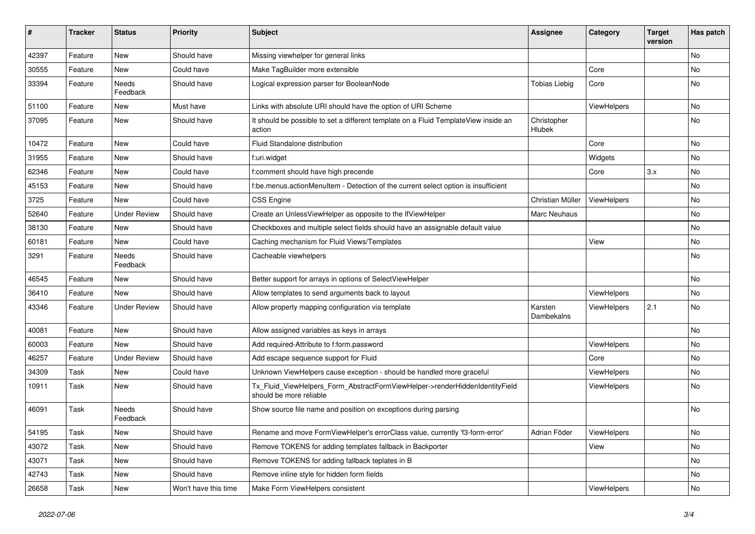| # | Tracker | Status | Priority | Subject | Assignee | Category | Target version | Has patch |
|---|---|---|---|---|---|---|---|---|
| 42397 | Feature | New | Should have | Missing viewhelper for general links | | | | No |
| 30555 | Feature | New | Could have | Make TagBuilder more extensible | | Core | | No |
| 33394 | Feature | Needs Feedback | Should have | Logical expression parser for BooleanNode | Tobias Liebig | Core | | No |
| 51100 | Feature | New | Must have | Links with absolute URI should have the option of URI Scheme | | ViewHelpers | | No |
| 37095 | Feature | New | Should have | It should be possible to set a different template on a Fluid TemplateView inside an action | Christopher Hlubek | | | No |
| 10472 | Feature | New | Could have | Fluid Standalone distribution | | Core | | No |
| 31955 | Feature | New | Should have | f:uri.widget | | Widgets | | No |
| 62346 | Feature | New | Could have | f:comment should have high precende | | Core | 3.x | No |
| 45153 | Feature | New | Should have | f:be.menus.actionMenuItem - Detection of the current select option is insufficient | | | | No |
| 3725 | Feature | New | Could have | CSS Engine | Christian Müller | ViewHelpers | | No |
| 52640 | Feature | Under Review | Should have | Create an UnlessViewHelper as opposite to the IfViewHelper | Marc Neuhaus | | | No |
| 38130 | Feature | New | Should have | Checkboxes and multiple select fields should have an assignable default value | | | | No |
| 60181 | Feature | New | Could have | Caching mechanism for Fluid Views/Templates | | View | | No |
| 3291 | Feature | Needs Feedback | Should have | Cacheable viewhelpers | | | | No |
| 46545 | Feature | New | Should have | Better support for arrays in options of SelectViewHelper | | | | No |
| 36410 | Feature | New | Should have | Allow templates to send arguments back to layout | | ViewHelpers | | No |
| 43346 | Feature | Under Review | Should have | Allow property mapping configuration via template | Karsten Dambekalns | ViewHelpers | 2.1 | No |
| 40081 | Feature | New | Should have | Allow assigned variables as keys in arrays | | | | No |
| 60003 | Feature | New | Should have | Add required-Attribute to f:form.password | | ViewHelpers | | No |
| 46257 | Feature | Under Review | Should have | Add escape sequence support for Fluid | | Core | | No |
| 34309 | Task | New | Could have | Unknown ViewHelpers cause exception - should be handled more graceful | | ViewHelpers | | No |
| 10911 | Task | New | Should have | Tx_Fluid_ViewHelpers_Form_AbstractFormViewHelper->renderHiddenIdentityField should be more reliable | | ViewHelpers | | No |
| 46091 | Task | Needs Feedback | Should have | Show source file name and position on exceptions during parsing | | | | No |
| 54195 | Task | New | Should have | Rename and move FormViewHelper's errorClass value, currently 'f3-form-error' | Adrian Föder | ViewHelpers | | No |
| 43072 | Task | New | Should have | Remove TOKENS for adding templates fallback in Backporter | | View | | No |
| 43071 | Task | New | Should have | Remove TOKENS for adding fallback teplates in B | | | | No |
| 42743 | Task | New | Should have | Remove inline style for hidden form fields | | | | No |
| 26658 | Task | New | Won't have this time | Make Form ViewHelpers consistent | | ViewHelpers | | No |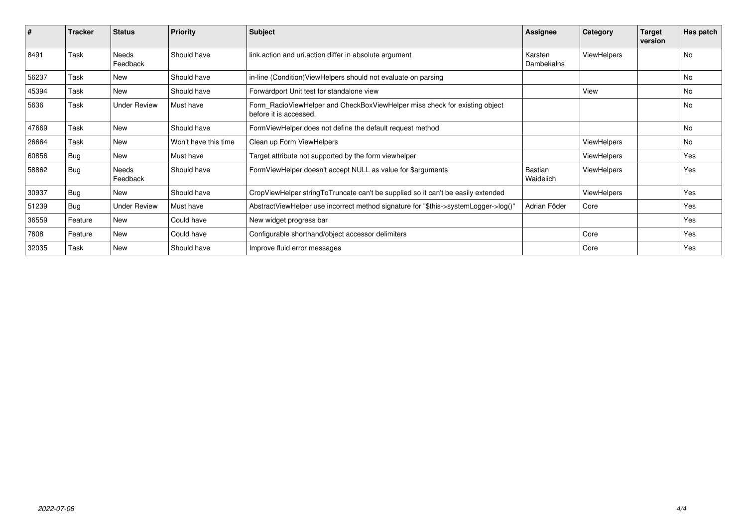| # | Tracker | Status | Priority | Subject | Assignee | Category | Target version | Has patch |
|---|---|---|---|---|---|---|---|---|
| 8491 | Task | Needs Feedback | Should have | link.action and uri.action differ in absolute argument | Karsten Dambekalns | ViewHelpers | | No |
| 56237 | Task | New | Should have | in-line (Condition)ViewHelpers should not evaluate on parsing | | | | No |
| 45394 | Task | New | Should have | Forwardport Unit test for standalone view | | View | | No |
| 5636 | Task | Under Review | Must have | Form_RadioViewHelper and CheckBoxViewHelper miss check for existing object before it is accessed. | | | | No |
| 47669 | Task | New | Should have | FormViewHelper does not define the default request method | | | | No |
| 26664 | Task | New | Won't have this time | Clean up Form ViewHelpers | | ViewHelpers | | No |
| 60856 | Bug | New | Must have | Target attribute not supported by the form viewhelper | | ViewHelpers | | Yes |
| 58862 | Bug | Needs Feedback | Should have | FormViewHelper doesn't accept NULL as value for $arguments | Bastian Waidelich | ViewHelpers | | Yes |
| 30937 | Bug | New | Should have | CropViewHelper stringToTruncate can't be supplied so it can't be easily extended | | ViewHelpers | | Yes |
| 51239 | Bug | Under Review | Must have | AbstractViewHelper use incorrect method signature for "$this->systemLogger->log()" | Adrian Föder | Core | | Yes |
| 36559 | Feature | New | Could have | New widget progress bar | | | | Yes |
| 7608 | Feature | New | Could have | Configurable shorthand/object accessor delimiters | | Core | | Yes |
| 32035 | Task | New | Should have | Improve fluid error messages | | Core | | Yes |

2022-07-06